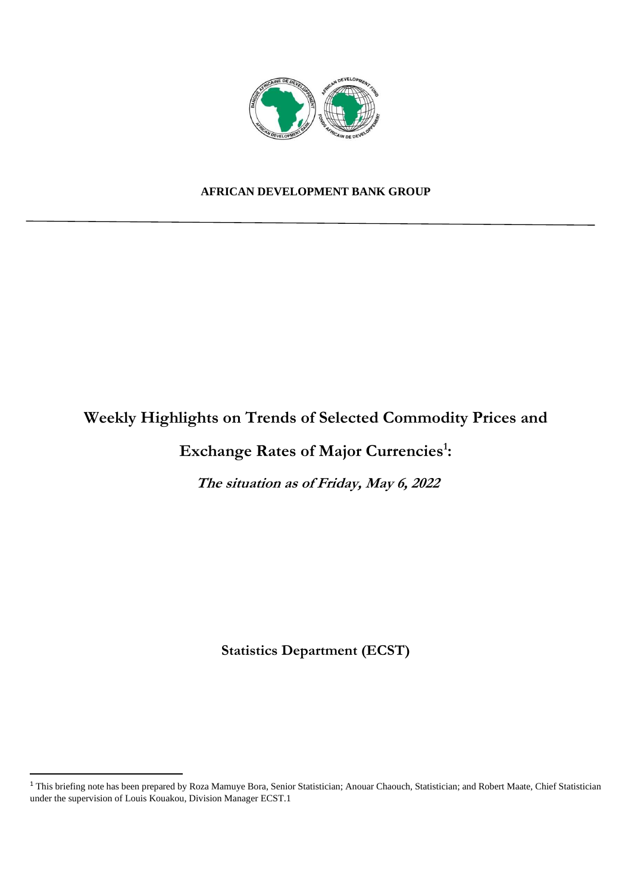**AFRICAN DEVELOPMENT BANK GROUP**

# Weekly Highlights on Trends of Selected Commodity Prices and Exchange Rates of Major Currencies[1]:

***The situation as of Friday, May 6, 2022***

**Statistics Department (ECST)**

---

[1] This briefing note has been prepared by Roza Mamuye Bora, Senior Statistician; Anouar Chaouch, Statistician; and Robert Maate, Chief Statistician under the supervision of Louis Kouakou, Division Manager ECST.1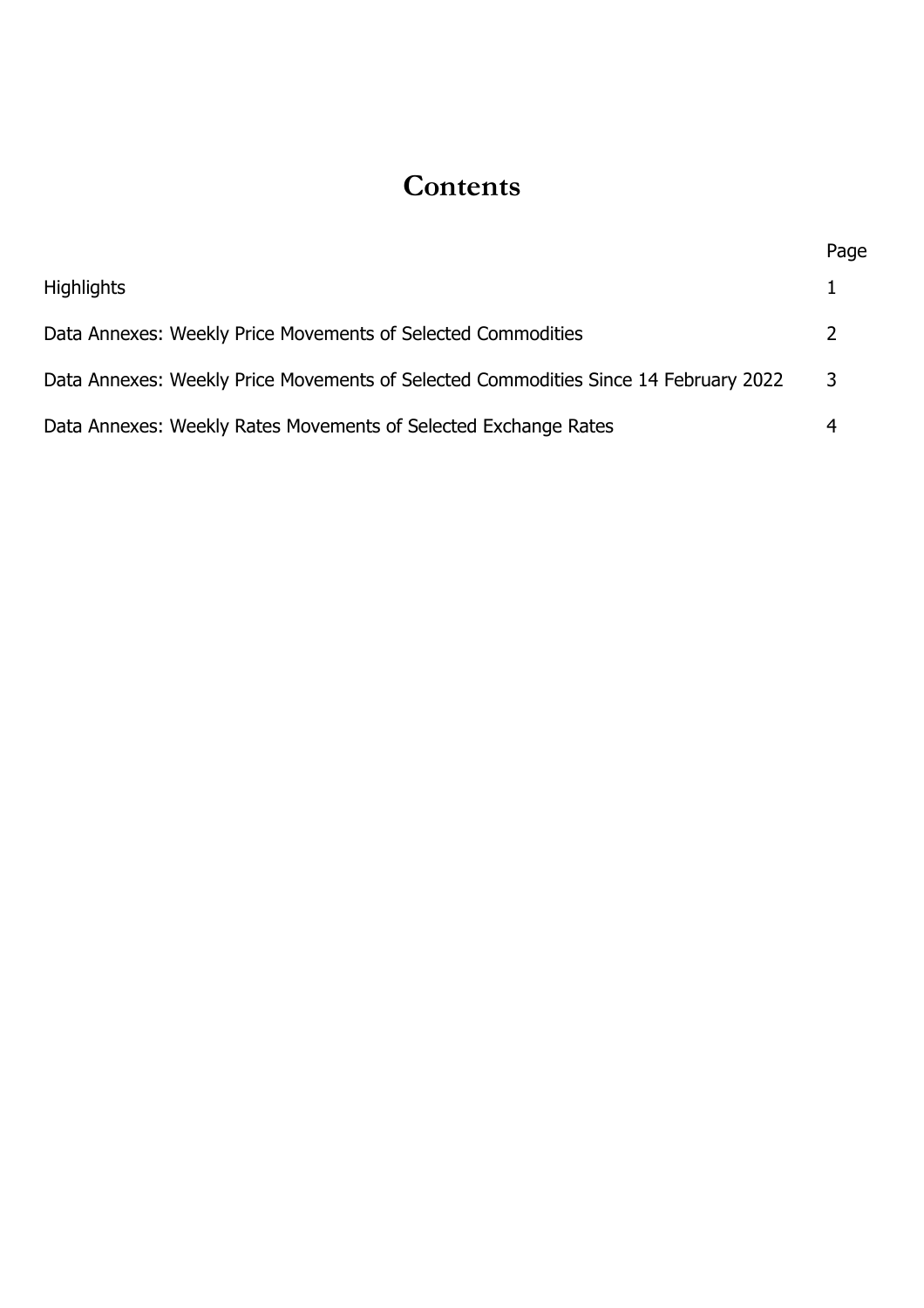# Contents

| | Page |
|---|---|
| Highlights | 1 |
| Data Annexes: Weekly Price Movements of Selected Commodities | 2 |
| Data Annexes: Weekly Price Movements of Selected Commodities Since 14 February 2022 | 3 |
| Data Annexes: Weekly Rates Movements of Selected Exchange Rates | 4 |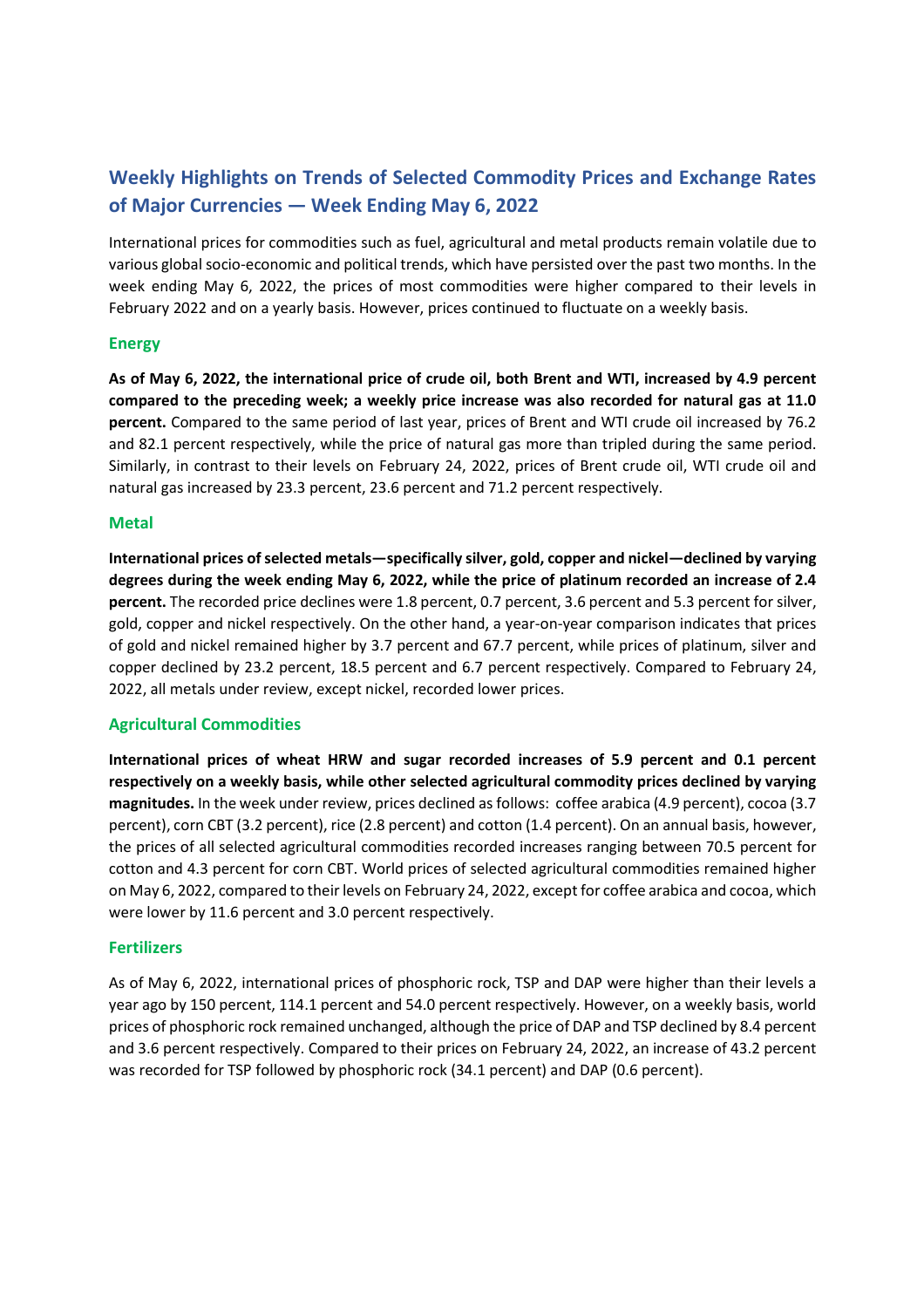## Weekly Highlights on Trends of Selected Commodity Prices and Exchange Rates of Major Currencies — Week Ending May 6, 2022

International prices for commodities such as fuel, agricultural and metal products remain volatile due to various global socio-economic and political trends, which have persisted over the past two months. In the week ending May 6, 2022, the prices of most commodities were higher compared to their levels in February 2022 and on a yearly basis. However, prices continued to fluctuate on a weekly basis.

### Energy

**As of May 6, 2022, the international price of crude oil, both Brent and WTI, increased by 4.9 percent compared to the preceding week; a weekly price increase was also recorded for natural gas at 11.0 percent.** Compared to the same period of last year, prices of Brent and WTI crude oil increased by 76.2 and 82.1 percent respectively, while the price of natural gas more than tripled during the same period. Similarly, in contrast to their levels on February 24, 2022, prices of Brent crude oil, WTI crude oil and natural gas increased by 23.3 percent, 23.6 percent and 71.2 percent respectively.

### Metal

**International prices of selected metals—specifically silver, gold, copper and nickel—declined by varying degrees during the week ending May 6, 2022, while the price of platinum recorded an increase of 2.4 percent.** The recorded price declines were 1.8 percent, 0.7 percent, 3.6 percent and 5.3 percent for silver, gold, copper and nickel respectively. On the other hand, a year-on-year comparison indicates that prices of gold and nickel remained higher by 3.7 percent and 67.7 percent, while prices of platinum, silver and copper declined by 23.2 percent, 18.5 percent and 6.7 percent respectively. Compared to February 24, 2022, all metals under review, except nickel, recorded lower prices.

### Agricultural Commodities

**International prices of wheat HRW and sugar recorded increases of 5.9 percent and 0.1 percent respectively on a weekly basis, while other selected agricultural commodity prices declined by varying magnitudes.** In the week under review, prices declined as follows: coffee arabica (4.9 percent), cocoa (3.7 percent), corn CBT (3.2 percent), rice (2.8 percent) and cotton (1.4 percent). On an annual basis, however, the prices of all selected agricultural commodities recorded increases ranging between 70.5 percent for cotton and 4.3 percent for corn CBT. World prices of selected agricultural commodities remained higher on May 6, 2022, compared to their levels on February 24, 2022, except for coffee arabica and cocoa, which were lower by 11.6 percent and 3.0 percent respectively.

### Fertilizers

As of May 6, 2022, international prices of phosphoric rock, TSP and DAP were higher than their levels a year ago by 150 percent, 114.1 percent and 54.0 percent respectively. However, on a weekly basis, world prices of phosphoric rock remained unchanged, although the price of DAP and TSP declined by 8.4 percent and 3.6 percent respectively. Compared to their prices on February 24, 2022, an increase of 43.2 percent was recorded for TSP followed by phosphoric rock (34.1 percent) and DAP (0.6 percent).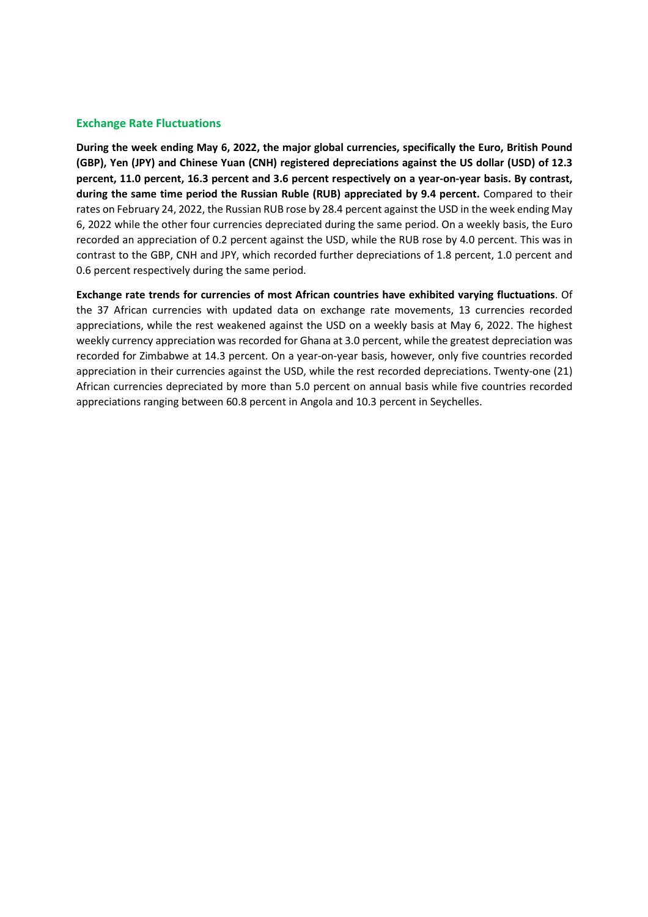## Exchange Rate Fluctuations

**During the week ending May 6, 2022, the major global currencies, specifically the Euro, British Pound (GBP), Yen (JPY) and Chinese Yuan (CNH) registered depreciations against the US dollar (USD) of 12.3 percent, 11.0 percent, 16.3 percent and 3.6 percent respectively on a year-on-year basis. By contrast, during the same time period the Russian Ruble (RUB) appreciated by 9.4 percent.** Compared to their rates on February 24, 2022, the Russian RUB rose by 28.4 percent against the USD in the week ending May 6, 2022 while the other four currencies depreciated during the same period. On a weekly basis, the Euro recorded an appreciation of 0.2 percent against the USD, while the RUB rose by 4.0 percent. This was in contrast to the GBP, CNH and JPY, which recorded further depreciations of 1.8 percent, 1.0 percent and 0.6 percent respectively during the same period.

**Exchange rate trends for currencies of most African countries have exhibited varying fluctuations**. Of the 37 African currencies with updated data on exchange rate movements, 13 currencies recorded appreciations, while the rest weakened against the USD on a weekly basis at May 6, 2022. The highest weekly currency appreciation was recorded for Ghana at 3.0 percent, while the greatest depreciation was recorded for Zimbabwe at 14.3 percent. On a year-on-year basis, however, only five countries recorded appreciation in their currencies against the USD, while the rest recorded depreciations. Twenty-one (21) African currencies depreciated by more than 5.0 percent on annual basis while five countries recorded appreciations ranging between 60.8 percent in Angola and 10.3 percent in Seychelles.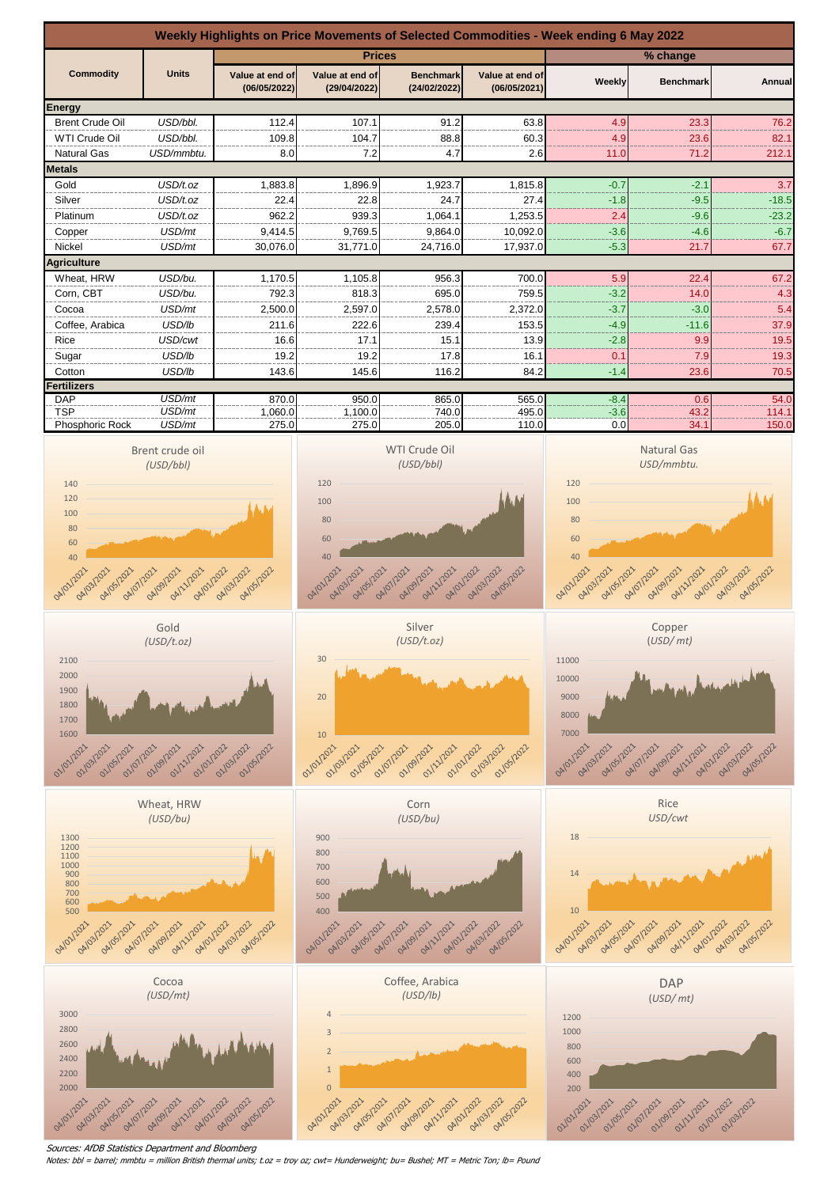# Weekly Highlights on Price Movements of Selected Commodities - Week ending 6 May 2022

| Commodity | Units | Prices | | | | % change | | |
|---|---|---|---|---|---|---|---|---|
| | | Value at end of (06/05/2022) | Value at end of (29/04/2022) | Benchmark (24/02/2022) | Value at end of (06/05/2021) | Weekly | Benchmark | Annual |
| **Energy** | | | | | | | | |
| Brent Crude Oil | *USD/bbl.* | 112.4 | 107.1 | 91.2 | 63.8 | 4.9 | 23.3 | 76.2 |
| WTI Crude Oil | *USD/bbl.* | 109.8 | 104.7 | 88.8 | 60.3 | 4.9 | 23.6 | 82.1 |
| Natural Gas | *USD/mmbtu.* | 8.0 | 7.2 | 4.7 | 2.6 | 11.0 | 71.2 | 212.1 |
| **Metals** | | | | | | | | |
| Gold | *USD/t.oz* | 1,883.8 | 1,896.9 | 1,923.7 | 1,815.8 | -0.7 | -2.1 | 3.7 |
| Silver | *USD/t.oz* | 22.4 | 22.8 | 24.7 | 27.4 | -1.8 | -9.5 | -18.5 |
| Platinum | *USD/t.oz* | 962.2 | 939.3 | 1,064.1 | 1,253.5 | 2.4 | -9.6 | -23.2 |
| Copper | *USD/mt* | 9,414.5 | 9,769.5 | 9,864.0 | 10,092.0 | -3.6 | -4.6 | -6.7 |
| Nickel | *USD/mt* | 30,076.0 | 31,771.0 | 24,716.0 | 17,937.0 | -5.3 | 21.7 | 67.7 |
| **Agriculture** | | | | | | | | |
| Wheat, HRW | *USD/bu.* | 1,170.5 | 1,105.8 | 956.3 | 700.0 | 5.9 | 22.4 | 67.2 |
| Corn, CBT | *USD/bu.* | 792.3 | 818.3 | 695.0 | 759.5 | -3.2 | 14.0 | 4.3 |
| Cocoa | *USD/mt* | 2,500.0 | 2,597.0 | 2,578.0 | 2,372.0 | -3.7 | -3.0 | 5.4 |
| Coffee, Arabica | *USD/lb* | 211.6 | 222.6 | 239.4 | 153.5 | -4.9 | -11.6 | 37.9 |
| Rice | *USD/cwt* | 16.6 | 17.1 | 15.1 | 13.9 | -2.8 | 9.9 | 19.5 |
| Sugar | *USD/lb* | 19.2 | 19.2 | 17.8 | 16.1 | 0.1 | 7.9 | 19.3 |
| Cotton | *USD/lb* | 143.6 | 145.6 | 116.2 | 84.2 | -1.4 | 23.6 | 70.5 |
| **Fertilizers** | | | | | | | | |
| DAP | *USD/mt* | 870.0 | 950.0 | 865.0 | 565.0 | -8.4 | 0.6 | 54.0 |
| TSP | *USD/mt* | 1,060.0 | 1,100.0 | 740.0 | 495.0 | -3.6 | 43.2 | 114.1 |
| Phosphoric Rock | *USD/mt* | 275.0 | 275.0 | 205.0 | 110.0 | 0.0 | 34.1 | 150.0 |

*Sources: AfDB Statistics Department and Bloomberg*

*Notes: bbl = barrel; mmbtu = million British thermal units; t.oz = troy oz; cwt= Hunderweight; bu= Bushel; MT = Metric Ton; lb= Pound*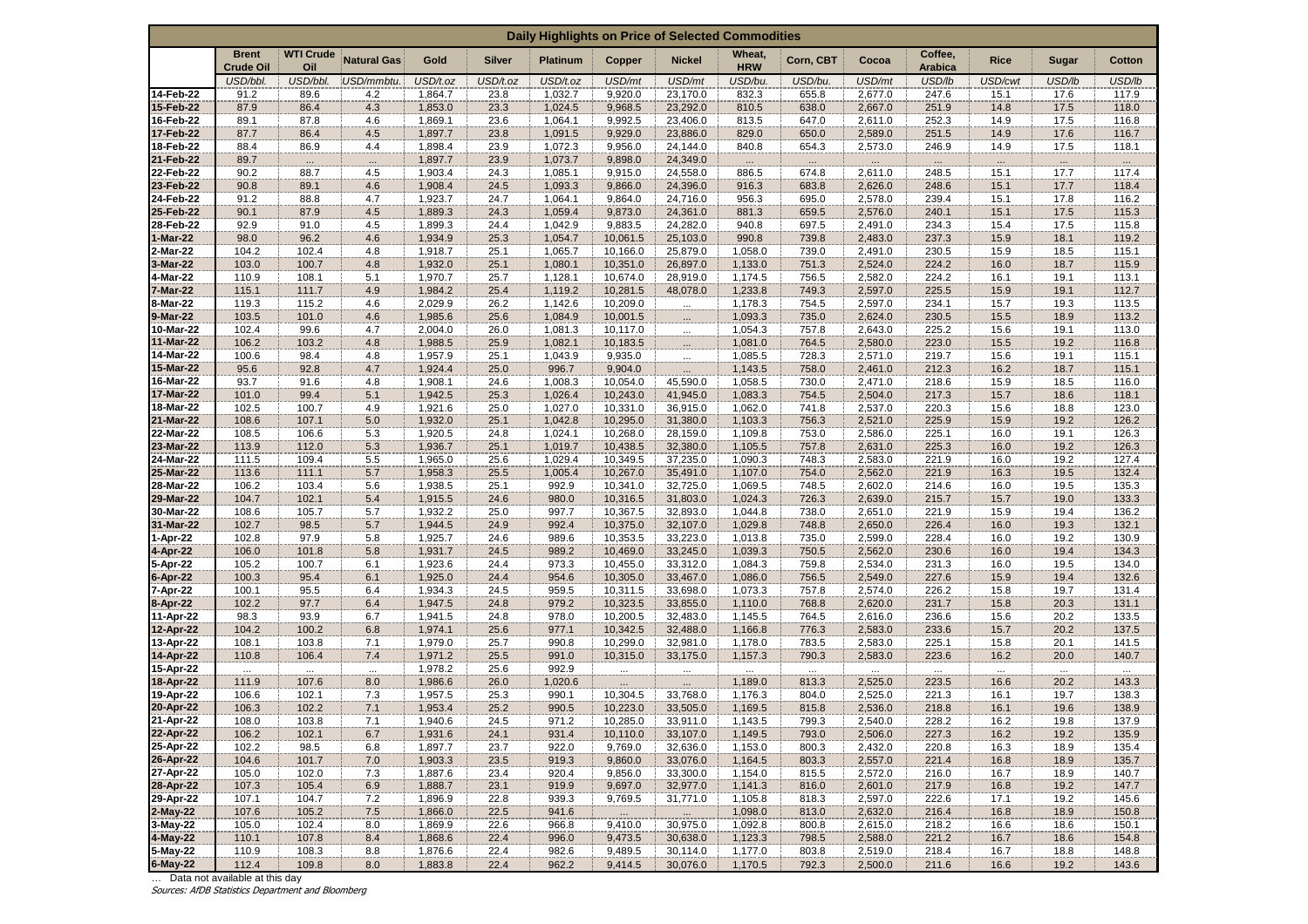## Daily Highlights on Price of Selected Commodities

| | Brent Crude Oil | WTI Crude Oil | Natural Gas | Gold | Silver | Platinum | Copper | Nickel | Wheat, HRW | Corn, CBT | Cocoa | Coffee, Arabica | Rice | Sugar | Cotton |
|---|---|---|---|---|---|---|---|---|---|---|---|---|---|---|---|
| | USD/bbl. | USD/bbl. | USD/mmbtu. | USD/t.oz | USD/t.oz | USD/t.oz | USD/mt | USD/mt | USD/bu. | USD/bu. | USD/mt | USD/lb | USD/cwt | USD/lb | USD/lb |
| 14-Feb-22 | 91.2 | 89.6 | 4.2 | 1,864.7 | 23.8 | 1,032.7 | 9,920.0 | 23,170.0 | 832.3 | 655.8 | 2,677.0 | 247.6 | 15.1 | 17.6 | 117.9 |
| 15-Feb-22 | 87.9 | 86.4 | 4.3 | 1,853.0 | 23.3 | 1,024.5 | 9,968.5 | 23,292.0 | 810.5 | 638.0 | 2,667.0 | 251.9 | 14.8 | 17.5 | 118.0 |
| 16-Feb-22 | 89.1 | 87.8 | 4.6 | 1,869.1 | 23.6 | 1,064.1 | 9,992.5 | 23,406.0 | 813.5 | 647.0 | 2,611.0 | 252.3 | 14.9 | 17.5 | 116.8 |
| 17-Feb-22 | 87.7 | 86.4 | 4.5 | 1,897.7 | 23.8 | 1,091.5 | 9,929.0 | 23,886.0 | 829.0 | 650.0 | 2,589.0 | 251.5 | 14.9 | 17.6 | 116.7 |
| 18-Feb-22 | 88.4 | 86.9 | 4.4 | 1,898.4 | 23.9 | 1,072.3 | 9,956.0 | 24,144.0 | 840.8 | 654.3 | 2,573.0 | 246.9 | 14.9 | 17.5 | 118.1 |
| 21-Feb-22 | 89.7 | ... | ... | 1,897.7 | 23.9 | 1,073.7 | 9,898.0 | 24,349.0 | ... | ... | ... | ... | ... | ... | ... |
| 22-Feb-22 | 90.2 | 88.7 | 4.5 | 1,903.4 | 24.3 | 1,085.1 | 9,915.0 | 24,558.0 | 886.5 | 674.8 | 2,611.0 | 248.5 | 15.1 | 17.7 | 117.4 |
| 23-Feb-22 | 90.8 | 89.1 | 4.6 | 1,908.4 | 24.5 | 1,093.3 | 9,866.0 | 24,396.0 | 916.3 | 683.8 | 2,626.0 | 248.6 | 15.1 | 17.7 | 118.4 |
| 24-Feb-22 | 91.2 | 88.8 | 4.7 | 1,923.7 | 24.7 | 1,064.1 | 9,864.0 | 24,716.0 | 956.3 | 695.0 | 2,578.0 | 239.4 | 15.1 | 17.8 | 116.2 |
| 25-Feb-22 | 90.1 | 87.9 | 4.5 | 1,889.3 | 24.3 | 1,059.4 | 9,873.0 | 24,361.0 | 881.3 | 659.5 | 2,576.0 | 240.1 | 15.1 | 17.5 | 115.3 |
| 28-Feb-22 | 92.9 | 91.0 | 4.5 | 1,899.3 | 24.4 | 1,042.9 | 9,883.5 | 24,282.0 | 940.8 | 697.5 | 2,491.0 | 234.3 | 15.4 | 17.5 | 115.8 |
| 1-Mar-22 | 98.0 | 96.2 | 4.6 | 1,934.9 | 25.3 | 1,054.7 | 10,061.5 | 25,103.0 | 990.8 | 739.8 | 2,483.0 | 237.3 | 15.9 | 18.1 | 119.2 |
| 2-Mar-22 | 104.2 | 102.4 | 4.8 | 1,918.7 | 25.1 | 1,065.7 | 10,166.0 | 25,879.0 | 1,058.0 | 739.0 | 2,491.0 | 230.5 | 15.9 | 18.5 | 115.1 |
| 3-Mar-22 | 103.0 | 100.7 | 4.8 | 1,932.0 | 25.1 | 1,080.1 | 10,351.0 | 26,897.0 | 1,133.0 | 751.3 | 2,524.0 | 224.2 | 16.0 | 18.7 | 115.9 |
| 4-Mar-22 | 110.9 | 108.1 | 5.1 | 1,970.7 | 25.7 | 1,128.1 | 10,674.0 | 28,919.0 | 1,174.5 | 756.5 | 2,582.0 | 224.2 | 16.1 | 19.1 | 113.1 |
| 7-Mar-22 | 115.1 | 111.7 | 4.9 | 1,984.2 | 25.4 | 1,119.2 | 10,281.5 | 48,078.0 | 1,233.8 | 749.3 | 2,597.0 | 225.5 | 15.9 | 19.1 | 112.7 |
| 8-Mar-22 | 119.3 | 115.2 | 4.6 | 2,029.9 | 26.2 | 1,142.6 | 10,209.0 | ... | 1,178.3 | 754.5 | 2,597.0 | 234.1 | 15.7 | 19.3 | 113.5 |
| 9-Mar-22 | 103.5 | 101.0 | 4.6 | 1,985.6 | 25.6 | 1,084.9 | 10,001.5 | ... | 1,093.3 | 735.0 | 2,624.0 | 230.5 | 15.5 | 18.9 | 113.2 |
| 10-Mar-22 | 102.4 | 99.6 | 4.7 | 2,004.0 | 26.0 | 1,081.3 | 10,117.0 | ... | 1,054.3 | 757.8 | 2,643.0 | 225.2 | 15.6 | 19.1 | 113.0 |
| 11-Mar-22 | 106.2 | 103.2 | 4.8 | 1,988.5 | 25.9 | 1,082.1 | 10,183.5 | ... | 1,081.0 | 764.5 | 2,580.0 | 223.0 | 15.5 | 19.2 | 116.8 |
| 14-Mar-22 | 100.6 | 98.4 | 4.8 | 1,957.9 | 25.1 | 1,043.9 | 9,935.0 | ... | 1,085.5 | 728.3 | 2,571.0 | 219.7 | 15.6 | 19.1 | 115.1 |
| 15-Mar-22 | 95.6 | 92.8 | 4.7 | 1,924.4 | 25.0 | 996.7 | 9,904.0 | ... | 1,143.5 | 758.0 | 2,461.0 | 212.3 | 16.2 | 18.7 | 115.1 |
| 16-Mar-22 | 93.7 | 91.6 | 4.8 | 1,908.1 | 24.6 | 1,008.3 | 10,054.0 | 45,590.0 | 1,058.5 | 730.0 | 2,471.0 | 218.6 | 15.9 | 18.5 | 116.0 |
| 17-Mar-22 | 101.0 | 99.4 | 5.1 | 1,942.5 | 25.3 | 1,026.4 | 10,243.0 | 41,945.0 | 1,083.3 | 754.5 | 2,504.0 | 217.3 | 15.7 | 18.6 | 118.1 |
| 18-Mar-22 | 102.5 | 100.7 | 4.9 | 1,921.6 | 25.0 | 1,027.0 | 10,331.0 | 36,915.0 | 1,062.0 | 741.8 | 2,537.0 | 220.3 | 15.6 | 18.8 | 123.0 |
| 21-Mar-22 | 108.6 | 107.1 | 5.0 | 1,932.0 | 25.1 | 1,042.8 | 10,295.0 | 31,380.0 | 1,103.3 | 756.3 | 2,521.0 | 225.9 | 15.9 | 19.2 | 126.2 |
| 22-Mar-22 | 108.5 | 106.6 | 5.3 | 1,920.5 | 24.8 | 1,024.1 | 10,268.0 | 28,159.0 | 1,109.8 | 753.0 | 2,586.0 | 225.1 | 16.0 | 19.1 | 126.3 |
| 23-Mar-22 | 113.9 | 112.0 | 5.3 | 1,936.7 | 25.1 | 1,019.7 | 10,438.5 | 32,380.0 | 1,105.5 | 757.8 | 2,631.0 | 225.3 | 16.0 | 19.2 | 126.3 |
| 24-Mar-22 | 111.5 | 109.4 | 5.5 | 1,965.0 | 25.6 | 1,029.4 | 10,349.5 | 37,235.0 | 1,090.3 | 748.3 | 2,583.0 | 221.9 | 16.0 | 19.2 | 127.4 |
| 25-Mar-22 | 113.6 | 111.1 | 5.7 | 1,958.3 | 25.5 | 1,005.4 | 10,267.0 | 35,491.0 | 1,107.0 | 754.0 | 2,562.0 | 221.9 | 16.3 | 19.5 | 132.4 |
| 28-Mar-22 | 106.2 | 103.4 | 5.6 | 1,938.5 | 25.1 | 992.9 | 10,341.0 | 32,725.0 | 1,069.5 | 748.5 | 2,602.0 | 214.6 | 16.0 | 19.5 | 135.3 |
| 29-Mar-22 | 104.7 | 102.1 | 5.4 | 1,915.5 | 24.6 | 980.0 | 10,316.5 | 31,803.0 | 1,024.3 | 726.3 | 2,639.0 | 215.7 | 15.7 | 19.0 | 133.3 |
| 30-Mar-22 | 108.6 | 105.7 | 5.7 | 1,932.2 | 25.0 | 997.7 | 10,367.5 | 32,893.0 | 1,044.8 | 738.0 | 2,651.0 | 221.9 | 15.9 | 19.4 | 136.2 |
| 31-Mar-22 | 102.7 | 98.5 | 5.7 | 1,944.5 | 24.9 | 992.4 | 10,375.0 | 32,107.0 | 1,029.8 | 748.8 | 2,650.0 | 226.4 | 16.0 | 19.3 | 132.1 |
| 1-Apr-22 | 102.8 | 97.9 | 5.8 | 1,925.7 | 24.6 | 989.6 | 10,353.5 | 33,223.0 | 1,013.8 | 735.0 | 2,599.0 | 228.4 | 16.0 | 19.2 | 130.9 |
| 4-Apr-22 | 106.0 | 101.8 | 5.8 | 1,931.7 | 24.5 | 989.2 | 10,469.0 | 33,245.0 | 1,039.3 | 750.5 | 2,562.0 | 230.6 | 16.0 | 19.4 | 134.3 |
| 5-Apr-22 | 105.2 | 100.7 | 6.1 | 1,923.6 | 24.4 | 973.3 | 10,455.0 | 33,312.0 | 1,084.3 | 759.8 | 2,534.0 | 231.3 | 16.0 | 19.5 | 134.0 |
| 6-Apr-22 | 100.3 | 95.4 | 6.1 | 1,925.0 | 24.4 | 954.6 | 10,305.0 | 33,467.0 | 1,086.0 | 756.5 | 2,549.0 | 227.6 | 15.9 | 19.4 | 132.6 |
| 7-Apr-22 | 100.1 | 95.5 | 6.4 | 1,934.3 | 24.5 | 959.5 | 10,311.5 | 33,698.0 | 1,073.3 | 757.8 | 2,574.0 | 226.2 | 15.8 | 19.7 | 131.4 |
| 8-Apr-22 | 102.2 | 97.7 | 6.4 | 1,947.5 | 24.8 | 979.2 | 10,323.5 | 33,855.0 | 1,110.0 | 768.8 | 2,620.0 | 231.7 | 15.8 | 20.3 | 131.1 |
| 11-Apr-22 | 98.3 | 93.9 | 6.7 | 1,941.5 | 24.8 | 978.0 | 10,200.5 | 32,483.0 | 1,145.5 | 764.5 | 2,616.0 | 236.6 | 15.6 | 20.2 | 133.5 |
| 12-Apr-22 | 104.2 | 100.2 | 6.8 | 1,974.1 | 25.6 | 977.1 | 10,342.5 | 32,488.0 | 1,166.8 | 776.3 | 2,583.0 | 233.6 | 15.7 | 20.2 | 137.5 |
| 13-Apr-22 | 108.1 | 103.8 | 7.1 | 1,979.0 | 25.7 | 990.8 | 10,299.0 | 32,981.0 | 1,178.0 | 783.5 | 2,583.0 | 225.1 | 15.8 | 20.1 | 141.5 |
| 14-Apr-22 | 110.8 | 106.4 | 7.4 | 1,971.2 | 25.5 | 991.0 | 10,315.0 | 33,175.0 | 1,157.3 | 790.3 | 2,583.0 | 223.6 | 16.2 | 20.0 | 140.7 |
| 15-Apr-22 | ... | ... | ... | 1,978.2 | 25.6 | 992.9 | ... | ... | ... | ... | ... | ... | ... | ... | ... |
| 18-Apr-22 | 111.9 | 107.6 | 8.0 | 1,986.6 | 26.0 | 1,020.6 | ... | ... | 1,189.0 | 813.3 | 2,525.0 | 223.5 | 16.6 | 20.2 | 143.3 |
| 19-Apr-22 | 106.6 | 102.1 | 7.3 | 1,957.5 | 25.3 | 990.1 | 10,304.5 | 33,768.0 | 1,176.3 | 804.0 | 2,525.0 | 221.3 | 16.1 | 19.7 | 138.3 |
| 20-Apr-22 | 106.3 | 102.2 | 7.1 | 1,953.4 | 25.2 | 990.5 | 10,223.0 | 33,505.0 | 1,169.5 | 815.8 | 2,536.0 | 218.8 | 16.1 | 19.6 | 138.9 |
| 21-Apr-22 | 108.0 | 103.8 | 7.1 | 1,940.6 | 24.5 | 971.2 | 10,285.0 | 33,911.0 | 1,143.5 | 799.3 | 2,540.0 | 228.2 | 16.2 | 19.8 | 137.9 |
| 22-Apr-22 | 106.2 | 102.1 | 6.7 | 1,931.6 | 24.1 | 931.4 | 10,110.0 | 33,107.0 | 1,149.5 | 793.0 | 2,506.0 | 227.3 | 16.2 | 19.2 | 135.9 |
| 25-Apr-22 | 102.2 | 98.5 | 6.8 | 1,897.7 | 23.7 | 922.0 | 9,769.0 | 32,636.0 | 1,153.0 | 800.3 | 2,432.0 | 220.8 | 16.3 | 18.9 | 135.4 |
| 26-Apr-22 | 104.6 | 101.7 | 7.0 | 1,903.3 | 23.5 | 919.3 | 9,860.0 | 33,076.0 | 1,164.5 | 803.3 | 2,557.0 | 221.4 | 16.8 | 18.9 | 135.7 |
| 27-Apr-22 | 105.0 | 102.0 | 7.3 | 1,887.6 | 23.4 | 920.4 | 9,856.0 | 33,300.0 | 1,154.0 | 815.5 | 2,572.0 | 216.0 | 16.7 | 18.9 | 140.7 |
| 28-Apr-22 | 107.3 | 105.4 | 6.9 | 1,888.7 | 23.1 | 919.9 | 9,697.0 | 32,977.0 | 1,141.3 | 816.0 | 2,601.0 | 217.9 | 16.8 | 19.2 | 147.7 |
| 29-Apr-22 | 107.1 | 104.7 | 7.2 | 1,896.9 | 22.8 | 939.3 | 9,769.5 | 31,771.0 | 1,105.8 | 818.3 | 2,597.0 | 222.6 | 17.1 | 19.2 | 145.6 |
| 2-May-22 | 107.6 | 105.2 | 7.5 | 1,866.0 | 22.5 | 941.6 | ... | ... | 1,098.0 | 813.0 | 2,632.0 | 216.4 | 16.8 | 18.9 | 150.8 |
| 3-May-22 | 105.0 | 102.4 | 8.0 | 1,869.9 | 22.6 | 966.8 | 9,410.0 | 30,975.0 | 1,092.8 | 800.8 | 2,615.0 | 218.2 | 16.6 | 18.6 | 150.1 |
| 4-May-22 | 110.1 | 107.8 | 8.4 | 1,868.6 | 22.4 | 996.0 | 9,473.5 | 30,638.0 | 1,123.3 | 798.5 | 2,588.0 | 221.2 | 16.7 | 18.6 | 154.8 |
| 5-May-22 | 110.9 | 108.3 | 8.8 | 1,876.6 | 22.4 | 982.6 | 9,489.5 | 30,114.0 | 1,177.0 | 803.8 | 2,519.0 | 218.4 | 16.7 | 18.8 | 148.8 |
| 6-May-22 | 112.4 | 109.8 | 8.0 | 1,883.8 | 22.4 | 962.2 | 9,414.5 | 30,076.0 | 1,170.5 | 792.3 | 2,500.0 | 211.6 | 16.6 | 19.2 | 143.6 |

… Data not available at this day

*Sources: AfDB Statistics Department and Bloomberg*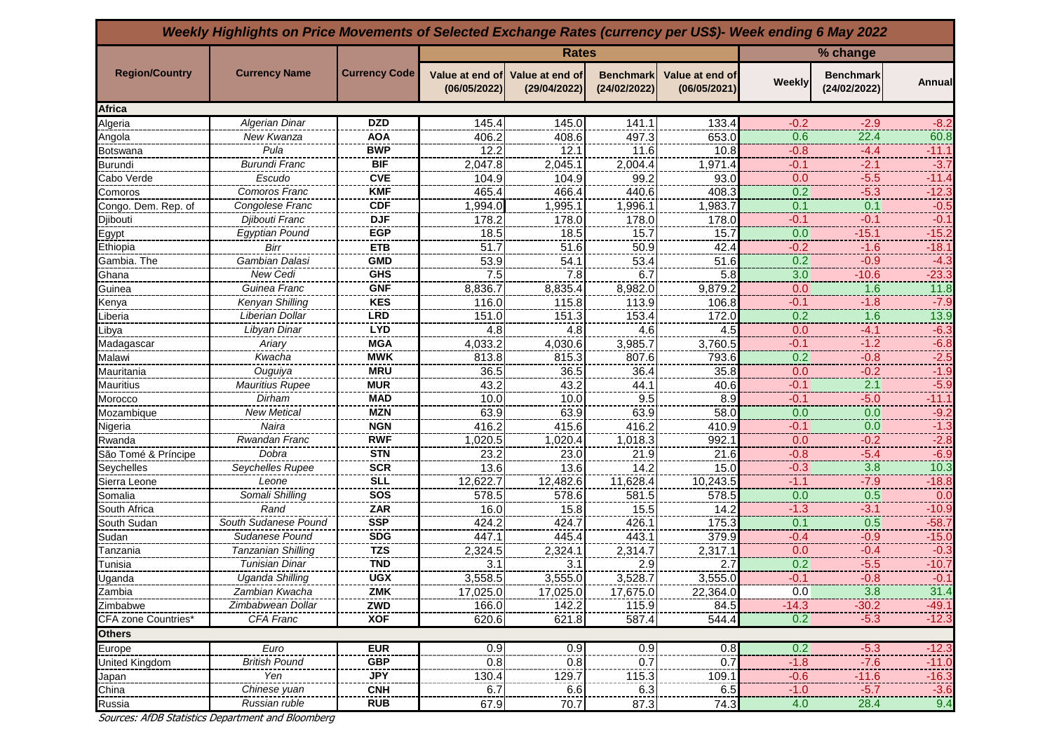| Weekly Highlights on Price Movements of Selected Exchange Rates (currency per US$)- Week ending 6 May 2022 | | | | | | | | | |
|---|---|---|---|---|---|---|---|---|---|
| | | | Rates | | | | % change | | |
| Region/Country | Currency Name | Currency Code | Value at end of (06/05/2022) | Value at end of (29/04/2022) | Benchmark (24/02/2022) | Value at end of (06/05/2021) | Weekly | Benchmark (24/02/2022) | Annual |
| **Africa** | | | | | | | | | |
| Algeria | *Algerian Dinar* | **DZD** | 145.4 | 145.0 | 141.1 | 133.4 | -0.2 | -2.9 | -8.2 |
| Angola | *New Kwanza* | **AOA** | 406.2 | 408.6 | 497.3 | 653.0 | 0.6 | 22.4 | 60.8 |
| Botswana | *Pula* | **BWP** | 12.2 | 12.1 | 11.6 | 10.8 | -0.8 | -4.4 | -11.1 |
| Burundi | *Burundi Franc* | **BIF** | 2,047.8 | 2,045.1 | 2,004.4 | 1,971.4 | -0.1 | -2.1 | -3.7 |
| Cabo Verde | *Escudo* | **CVE** | 104.9 | 104.9 | 99.2 | 93.0 | 0.0 | -5.5 | -11.4 |
| Comoros | *Comoros Franc* | **KMF** | 465.4 | 466.4 | 440.6 | 408.3 | 0.2 | -5.3 | -12.3 |
| Congo. Dem. Rep. of | *Congolese Franc* | **CDF** | 1,994.0 | 1,995.1 | 1,996.1 | 1,983.7 | 0.1 | 0.1 | -0.5 |
| Djibouti | *Djibouti Franc* | **DJF** | 178.2 | 178.0 | 178.0 | 178.0 | -0.1 | -0.1 | -0.1 |
| Egypt | *Egyptian Pound* | **EGP** | 18.5 | 18.5 | 15.7 | 15.7 | 0.0 | -15.1 | -15.2 |
| Ethiopia | *Birr* | **ETB** | 51.7 | 51.6 | 50.9 | 42.4 | -0.2 | -1.6 | -18.1 |
| Gambia. The | *Gambian Dalasi* | **GMD** | 53.9 | 54.1 | 53.4 | 51.6 | 0.2 | -0.9 | -4.3 |
| Ghana | *New Cedi* | **GHS** | 7.5 | 7.8 | 6.7 | 5.8 | 3.0 | -10.6 | -23.3 |
| Guinea | *Guinea Franc* | **GNF** | 8,836.7 | 8,835.4 | 8,982.0 | 9,879.2 | 0.0 | 1.6 | 11.8 |
| Kenya | *Kenyan Shilling* | **KES** | 116.0 | 115.8 | 113.9 | 106.8 | -0.1 | -1.8 | -7.9 |
| Liberia | *Liberian Dollar* | **LRD** | 151.0 | 151.3 | 153.4 | 172.0 | 0.2 | 1.6 | 13.9 |
| Libya | *Libyan Dinar* | **LYD** | 4.8 | 4.8 | 4.6 | 4.5 | 0.0 | -4.1 | -6.3 |
| Madagascar | *Ariary* | **MGA** | 4,033.2 | 4,030.6 | 3,985.7 | 3,760.5 | -0.1 | -1.2 | -6.8 |
| Malawi | *Kwacha* | **MWK** | 813.8 | 815.3 | 807.6 | 793.6 | 0.2 | -0.8 | -2.5 |
| Mauritania | *Ouguiya* | **MRU** | 36.5 | 36.5 | 36.4 | 35.8 | 0.0 | -0.2 | -1.9 |
| Mauritius | *Mauritius Rupee* | **MUR** | 43.2 | 43.2 | 44.1 | 40.6 | -0.1 | 2.1 | -5.9 |
| Morocco | *Dirham* | **MAD** | 10.0 | 10.0 | 9.5 | 8.9 | -0.1 | -5.0 | -11.1 |
| Mozambique | *New Metical* | **MZN** | 63.9 | 63.9 | 63.9 | 58.0 | 0.0 | 0.0 | -9.2 |
| Nigeria | *Naira* | **NGN** | 416.2 | 415.6 | 416.2 | 410.9 | -0.1 | 0.0 | -1.3 |
| Rwanda | *Rwandan Franc* | **RWF** | 1,020.5 | 1,020.4 | 1,018.3 | 992.1 | 0.0 | -0.2 | -2.8 |
| São Tomé & Príncipe | *Dobra* | **STN** | 23.2 | 23.0 | 21.9 | 21.6 | -0.8 | -5.4 | -6.9 |
| Seychelles | *Seychelles Rupee* | **SCR** | 13.6 | 13.6 | 14.2 | 15.0 | -0.3 | 3.8 | 10.3 |
| Sierra Leone | *Leone* | **SLL** | 12,622.7 | 12,482.6 | 11,628.4 | 10,243.5 | -1.1 | -7.9 | -18.8 |
| Somalia | *Somali Shilling* | **SOS** | 578.5 | 578.6 | 581.5 | 578.5 | 0.0 | 0.5 | 0.0 |
| South Africa | *Rand* | **ZAR** | 16.0 | 15.8 | 15.5 | 14.2 | -1.3 | -3.1 | -10.9 |
| South Sudan | *South Sudanese Pound* | **SSP** | 424.2 | 424.7 | 426.1 | 175.3 | 0.1 | 0.5 | -58.7 |
| Sudan | *Sudanese Pound* | **SDG** | 447.1 | 445.4 | 443.1 | 379.9 | -0.4 | -0.9 | -15.0 |
| Tanzania | *Tanzanian Shilling* | **TZS** | 2,324.5 | 2,324.1 | 2,314.7 | 2,317.1 | 0.0 | -0.4 | -0.3 |
| Tunisia | *Tunisian Dinar* | **TND** | 3.1 | 3.1 | 2.9 | 2.7 | 0.2 | -5.5 | -10.7 |
| Uganda | *Uganda Shilling* | **UGX** | 3,558.5 | 3,555.0 | 3,528.7 | 3,555.0 | -0.1 | -0.8 | -0.1 |
| Zambia | *Zambian Kwacha* | **ZMK** | 17,025.0 | 17,025.0 | 17,675.0 | 22,364.0 | 0.0 | 3.8 | 31.4 |
| Zimbabwe | *Zimbabwean Dollar* | **ZWD** | 166.0 | 142.2 | 115.9 | 84.5 | -14.3 | -30.2 | -49.1 |
| CFA zone Countries* | *CFA Franc* | **XOF** | 620.6 | 621.8 | 587.4 | 544.4 | 0.2 | -5.3 | -12.3 |
| **Others** | | | | | | | | | |
| Europe | *Euro* | **EUR** | 0.9 | 0.9 | 0.9 | 0.8 | 0.2 | -5.3 | -12.3 |
| United Kingdom | *British Pound* | **GBP** | 0.8 | 0.8 | 0.7 | 0.7 | -1.8 | -7.6 | -11.0 |
| Japan | *Yen* | **JPY** | 130.4 | 129.7 | 115.3 | 109.1 | -0.6 | -11.6 | -16.3 |
| China | *Chinese yuan* | **CNH** | 6.7 | 6.6 | 6.3 | 6.5 | -1.0 | -5.7 | -3.6 |
| Russia | *Russian ruble* | **RUB** | 67.9 | 70.7 | 87.3 | 74.3 | 4.0 | 28.4 | 9.4 |

*Sources: AfDB Statistics Department and Bloomberg*